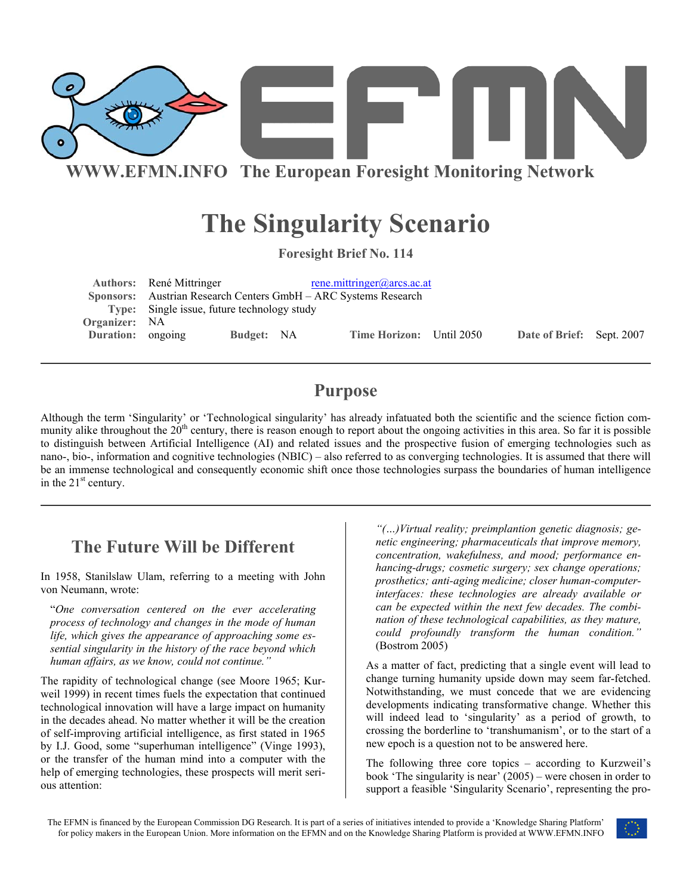WWW.EFMN.INFO The European Foresight Monitoring Network

# The Singularity Scenario

**Foresight Brief No. 114**

**Authors:** René Mittringer rene.mittringer@arcs.ac.at
**Sponsors:** Austrian Research Centers GmbH – ARC Systems Research
**Type:** Single issue, future technology study
**Organizer:** NA
**Duration:** ongoing **Budget:** NA **Time Horizon:** Until 2050 **Date of Brief:** Sept. 2007

## Purpose

Although the term 'Singularity' or 'Technological singularity' has already infatuated both the scientific and the science fiction community alike throughout the 20th century, there is reason enough to report about the ongoing activities in this area. So far it is possible to distinguish between Artificial Intelligence (AI) and related issues and the prospective fusion of emerging technologies such as nano-, bio-, information and cognitive technologies (NBIC) – also referred to as converging technologies. It is assumed that there will be an immense technological and consequently economic shift once those technologies surpass the boundaries of human intelligence in the 21st century.

## The Future Will be Different

In 1958, Stanilslaw Ulam, referring to a meeting with John von Neumann, wrote:

> "*One conversation centered on the ever accelerating process of technology and changes in the mode of human life, which gives the appearance of approaching some essential singularity in the history of the race beyond which human affairs, as we know, could not continue.*"

The rapidity of technological change (see Moore 1965; Kurweil 1999) in recent times fuels the expectation that continued technological innovation will have a large impact on humanity in the decades ahead. No matter whether it will be the creation of self-improving artificial intelligence, as first stated in 1965 by I.J. Good, some "superhuman intelligence" (Vinge 1993), or the transfer of the human mind into a computer with the help of emerging technologies, these prospects will merit serious attention:

> *"(…)Virtual reality; preimplantion genetic diagnosis; genetic engineering; pharmaceuticals that improve memory, concentration, wakefulness, and mood; performance enhancing-drugs; cosmetic surgery; sex change operations; prosthetics; anti-aging medicine; closer human-computer-interfaces: these technologies are already available or can be expected within the next few decades. The combination of these technological capabilities, as they mature, could profoundly transform the human condition."* (Bostrom 2005)

As a matter of fact, predicting that a single event will lead to change turning humanity upside down may seem far-fetched. Notwithstanding, we must concede that we are evidencing developments indicating transformative change. Whether this will indeed lead to 'singularity' as a period of growth, to crossing the borderline to 'transhumanism', or to the start of a new epoch is a question not to be answered here.

The following three core topics – according to Kurzweil's book 'The singularity is near' (2005) – were chosen in order to support a feasible 'Singularity Scenario', representing the pro-

The EFMN is financed by the European Commission DG Research. It is part of a series of initiatives intended to provide a 'Knowledge Sharing Platform' for policy makers in the European Union. More information on the EFMN and on the Knowledge Sharing Platform is provided at WWW.EFMN.INFO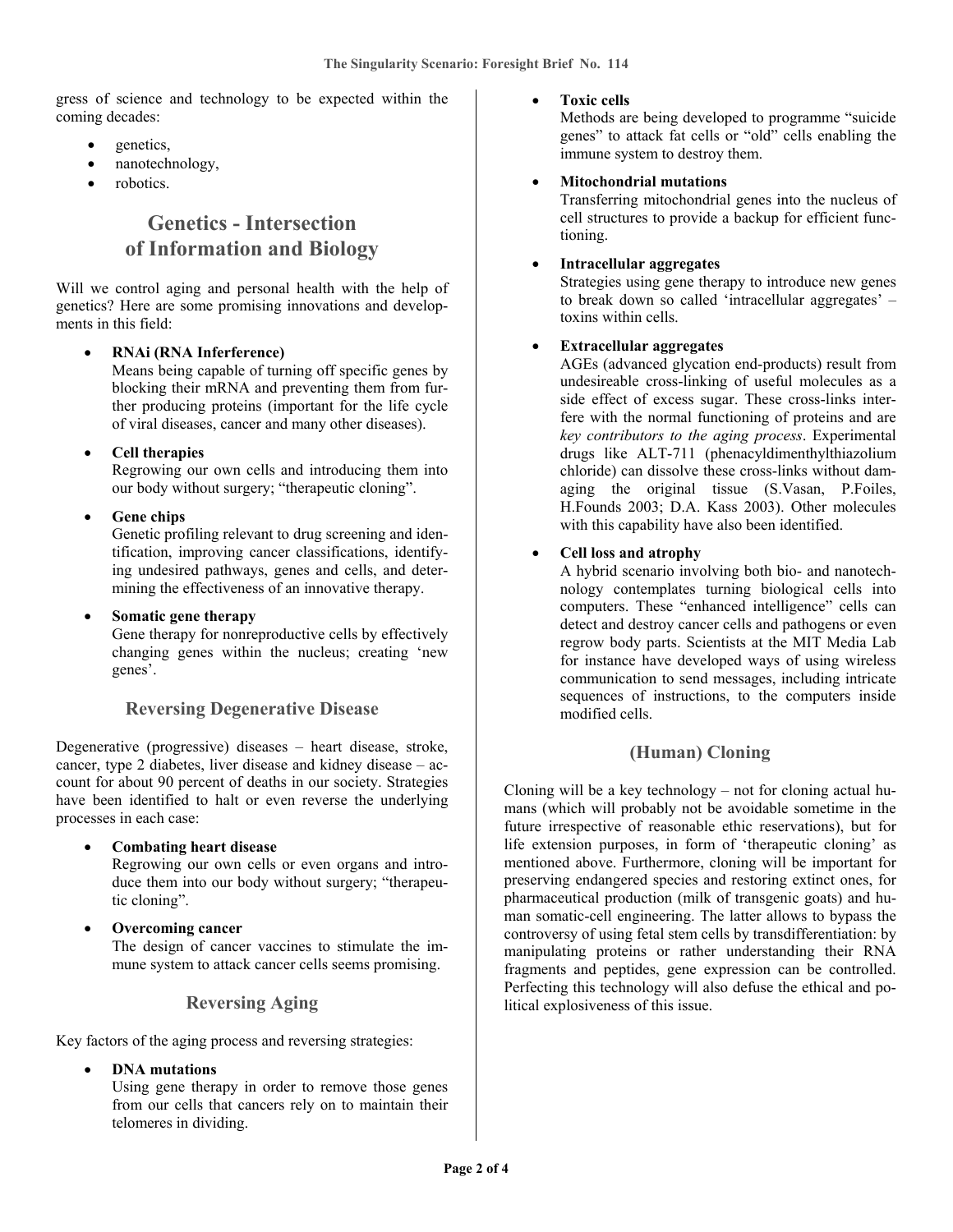gress of science and technology to be expected within the coming decades:

- genetics,
- nanotechnology,
- robotics.

## Genetics - Intersection of Information and Biology

Will we control aging and personal health with the help of genetics? Here are some promising innovations and developments in this field:

- **RNAi (RNA Inferference)**
  Means being capable of turning off specific genes by blocking their mRNA and preventing them from further producing proteins (important for the life cycle of viral diseases, cancer and many other diseases).

- **Cell therapies**
  Regrowing our own cells and introducing them into our body without surgery; "therapeutic cloning".

- **Gene chips**
  Genetic profiling relevant to drug screening and identification, improving cancer classifications, identifying undesired pathways, genes and cells, and determining the effectiveness of an innovative therapy.

- **Somatic gene therapy**
  Gene therapy for nonreproductive cells by effectively changing genes within the nucleus; creating 'new genes'.

### Reversing Degenerative Disease

Degenerative (progressive) diseases – heart disease, stroke, cancer, type 2 diabetes, liver disease and kidney disease – account for about 90 percent of deaths in our society. Strategies have been identified to halt or even reverse the underlying processes in each case:

- **Combating heart disease**
  Regrowing our own cells or even organs and introduce them into our body without surgery; "therapeutic cloning".

- **Overcoming cancer**
  The design of cancer vaccines to stimulate the immune system to attack cancer cells seems promising.

### Reversing Aging

Key factors of the aging process and reversing strategies:

- **DNA mutations**
  Using gene therapy in order to remove those genes from our cells that cancers rely on to maintain their telomeres in dividing.

- **Toxic cells**
  Methods are being developed to programme "suicide genes" to attack fat cells or "old" cells enabling the immune system to destroy them.

- **Mitochondrial mutations**
  Transferring mitochondrial genes into the nucleus of cell structures to provide a backup for efficient functioning.

- **Intracellular aggregates**
  Strategies using gene therapy to introduce new genes to break down so called 'intracellular aggregates' – toxins within cells.

- **Extracellular aggregates**
  AGEs (advanced glycation end-products) result from undesireable cross-linking of useful molecules as a side effect of excess sugar. These cross-links interfere with the normal functioning of proteins and are *key contributors to the aging process*. Experimental drugs like ALT-711 (phenacyldimenthylthiazolium chloride) can dissolve these cross-links without damaging the original tissue (S.Vasan, P.Foiles, H.Founds 2003; D.A. Kass 2003). Other molecules with this capability have also been identified.

- **Cell loss and atrophy**
  A hybrid scenario involving both bio- and nanotechnology contemplates turning biological cells into computers. These "enhanced intelligence" cells can detect and destroy cancer cells and pathogens or even regrow body parts. Scientists at the MIT Media Lab for instance have developed ways of using wireless communication to send messages, including intricate sequences of instructions, to the computers inside modified cells.

### (Human) Cloning

Cloning will be a key technology – not for cloning actual humans (which will probably not be avoidable sometime in the future irrespective of reasonable ethic reservations), but for life extension purposes, in form of 'therapeutic cloning' as mentioned above. Furthermore, cloning will be important for preserving endangered species and restoring extinct ones, for pharmaceutical production (milk of transgenic goats) and human somatic-cell engineering. The latter allows to bypass the controversy of using fetal stem cells by transdifferentiation: by manipulating proteins or rather understanding their RNA fragments and peptides, gene expression can be controlled. Perfecting this technology will also defuse the ethical and political explosiveness of this issue.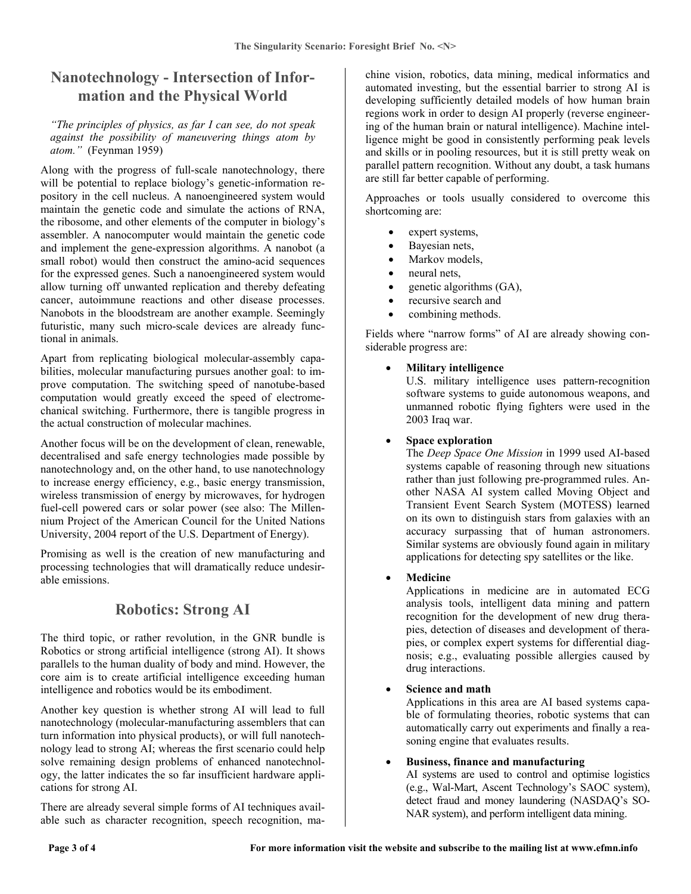## Nanotechnology - Intersection of Information and the Physical World

*"The principles of physics, as far I can see, do not speak against the possibility of maneuvering things atom by atom."* (Feynman 1959)

Along with the progress of full-scale nanotechnology, there will be potential to replace biology's genetic-information repository in the cell nucleus. A nanoengineered system would maintain the genetic code and simulate the actions of RNA, the ribosome, and other elements of the computer in biology's assembler. A nanocomputer would maintain the genetic code and implement the gene-expression algorithms. A nanobot (a small robot) would then construct the amino-acid sequences for the expressed genes. Such a nanoengineered system would allow turning off unwanted replication and thereby defeating cancer, autoimmune reactions and other disease processes. Nanobots in the bloodstream are another example. Seemingly futuristic, many such micro-scale devices are already functional in animals.

Apart from replicating biological molecular-assembly capabilities, molecular manufacturing pursues another goal: to improve computation. The switching speed of nanotube-based computation would greatly exceed the speed of electromechanical switching. Furthermore, there is tangible progress in the actual construction of molecular machines.

Another focus will be on the development of clean, renewable, decentralised and safe energy technologies made possible by nanotechnology and, on the other hand, to use nanotechnology to increase energy efficiency, e.g., basic energy transmission, wireless transmission of energy by microwaves, for hydrogen fuel-cell powered cars or solar power (see also: The Millennium Project of the American Council for the United Nations University, 2004 report of the U.S. Department of Energy).

Promising as well is the creation of new manufacturing and processing technologies that will dramatically reduce undesirable emissions.

## Robotics: Strong AI

The third topic, or rather revolution, in the GNR bundle is Robotics or strong artificial intelligence (strong AI). It shows parallels to the human duality of body and mind. However, the core aim is to create artificial intelligence exceeding human intelligence and robotics would be its embodiment.

Another key question is whether strong AI will lead to full nanotechnology (molecular-manufacturing assemblers that can turn information into physical products), or will full nanotechnology lead to strong AI; whereas the first scenario could help solve remaining design problems of enhanced nanotechnology, the latter indicates the so far insufficient hardware applications for strong AI.

There are already several simple forms of AI techniques available such as character recognition, speech recognition, machine vision, robotics, data mining, medical informatics and automated investing, but the essential barrier to strong AI is developing sufficiently detailed models of how human brain regions work in order to design AI properly (reverse engineering of the human brain or natural intelligence). Machine intelligence might be good in consistently performing peak levels and skills or in pooling resources, but it is still pretty weak on parallel pattern recognition. Without any doubt, a task humans are still far better capable of performing.

Approaches or tools usually considered to overcome this shortcoming are:

- expert systems,
- Bayesian nets,
- Markov models,
- neural nets,
- genetic algorithms (GA),
- recursive search and
- combining methods.

Fields where "narrow forms" of AI are already showing considerable progress are:

- **Military intelligence**
  U.S. military intelligence uses pattern-recognition software systems to guide autonomous weapons, and unmanned robotic flying fighters were used in the 2003 Iraq war.
- **Space exploration**
  The *Deep Space One Mission* in 1999 used AI-based systems capable of reasoning through new situations rather than just following pre-programmed rules. Another NASA AI system called Moving Object and Transient Event Search System (MOTESS) learned on its own to distinguish stars from galaxies with an accuracy surpassing that of human astronomers. Similar systems are obviously found again in military applications for detecting spy satellites or the like.
- **Medicine**
  Applications in medicine are in automated ECG analysis tools, intelligent data mining and pattern recognition for the development of new drug therapies, detection of diseases and development of therapies, or complex expert systems for differential diagnosis; e.g., evaluating possible allergies caused by drug interactions.
- **Science and math**
  Applications in this area are AI based systems capable of formulating theories, robotic systems that can automatically carry out experiments and finally a reasoning engine that evaluates results.
- **Business, finance and manufacturing**
  AI systems are used to control and optimise logistics (e.g., Wal-Mart, Ascent Technology's SAOC system), detect fraud and money laundering (NASDAQ's SONAR system), and perform intelligent data mining.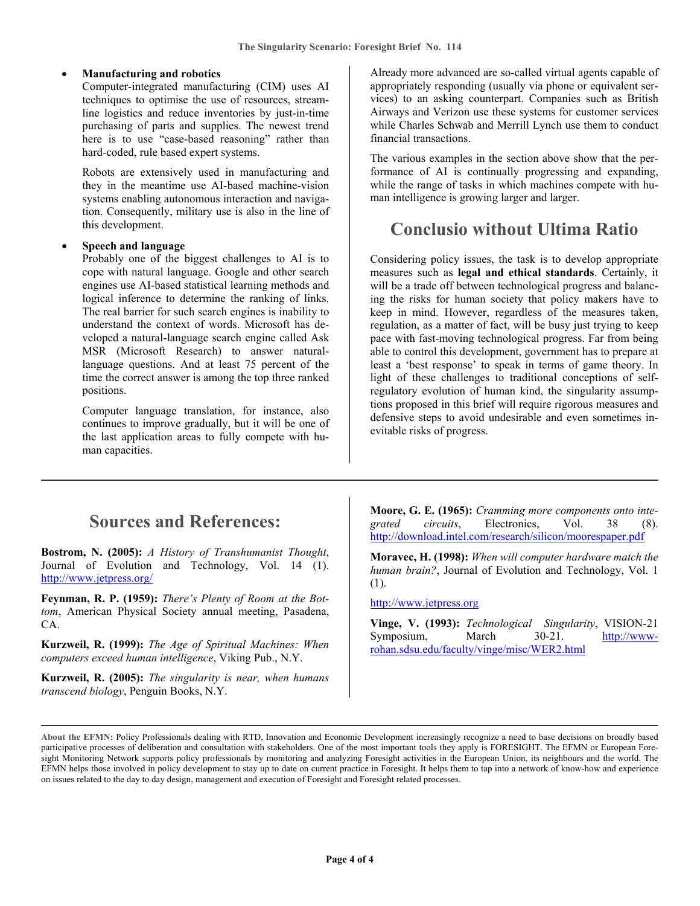- **Manufacturing and robotics**

  Computer-integrated manufacturing (CIM) uses AI techniques to optimise the use of resources, streamline logistics and reduce inventories by just-in-time purchasing of parts and supplies. The newest trend here is to use "case-based reasoning" rather than hard-coded, rule based expert systems.

  Robots are extensively used in manufacturing and they in the meantime use AI-based machine-vision systems enabling autonomous interaction and navigation. Consequently, military use is also in the line of this development.

- **Speech and language**

  Probably one of the biggest challenges to AI is to cope with natural language. Google and other search engines use AI-based statistical learning methods and logical inference to determine the ranking of links. The real barrier for such search engines is inability to understand the context of words. Microsoft has developed a natural-language search engine called Ask MSR (Microsoft Research) to answer natural-language questions. And at least 75 percent of the time the correct answer is among the top three ranked positions.

  Computer language translation, for instance, also continues to improve gradually, but it will be one of the last application areas to fully compete with human capacities.

Already more advanced are so-called virtual agents capable of appropriately responding (usually via phone or equivalent services) to an asking counterpart. Companies such as British Airways and Verizon use these systems for customer services while Charles Schwab and Merrill Lynch use them to conduct financial transactions.

The various examples in the section above show that the performance of AI is continually progressing and expanding, while the range of tasks in which machines compete with human intelligence is growing larger and larger.

## Conclusio without Ultima Ratio

Considering policy issues, the task is to develop appropriate measures such as **legal and ethical standards**. Certainly, it will be a trade off between technological progress and balancing the risks for human society that policy makers have to keep in mind. However, regardless of the measures taken, regulation, as a matter of fact, will be busy just trying to keep pace with fast-moving technological progress. Far from being able to control this development, government has to prepare at least a 'best response' to speak in terms of game theory. In light of these challenges to traditional conceptions of self-regulatory evolution of human kind, the singularity assumptions proposed in this brief will require rigorous measures and defensive steps to avoid undesirable and even sometimes inevitable risks of progress.

## Sources and References:

**Bostrom, N. (2005):** *A History of Transhumanist Thought*, Journal of Evolution and Technology, Vol. 14 (1). http://www.jetpress.org/

**Feynman, R. P. (1959):** *There's Plenty of Room at the Bottom*, American Physical Society annual meeting, Pasadena, CA.

**Kurzweil, R. (1999):** *The Age of Spiritual Machines: When computers exceed human intelligence*, Viking Pub., N.Y.

**Kurzweil, R. (2005):** *The singularity is near, when humans transcend biology*, Penguin Books, N.Y.

**Moore, G. E. (1965):** *Cramming more components onto integrated circuits*, Electronics, Vol. 38 (8). http://download.intel.com/research/silicon/moorespaper.pdf

**Moravec, H. (1998):** *When will computer hardware match the human brain?*, Journal of Evolution and Technology, Vol. 1 (1).

http://www.jetpress.org

**Vinge, V. (1993):** *Technological Singularity*, VISION-21 Symposium, March 30-21. http://www-rohan.sdsu.edu/faculty/vinge/misc/WER2.html

**About the EFMN:** Policy Professionals dealing with RTD, Innovation and Economic Development increasingly recognize a need to base decisions on broadly based participative processes of deliberation and consultation with stakeholders. One of the most important tools they apply is FORESIGHT. The EFMN or European Foresight Monitoring Network supports policy professionals by monitoring and analyzing Foresight activities in the European Union, its neighbours and the world. The EFMN helps those involved in policy development to stay up to date on current practice in Foresight. It helps them to tap into a network of know-how and experience on issues related to the day to day design, management and execution of Foresight and Foresight related processes.